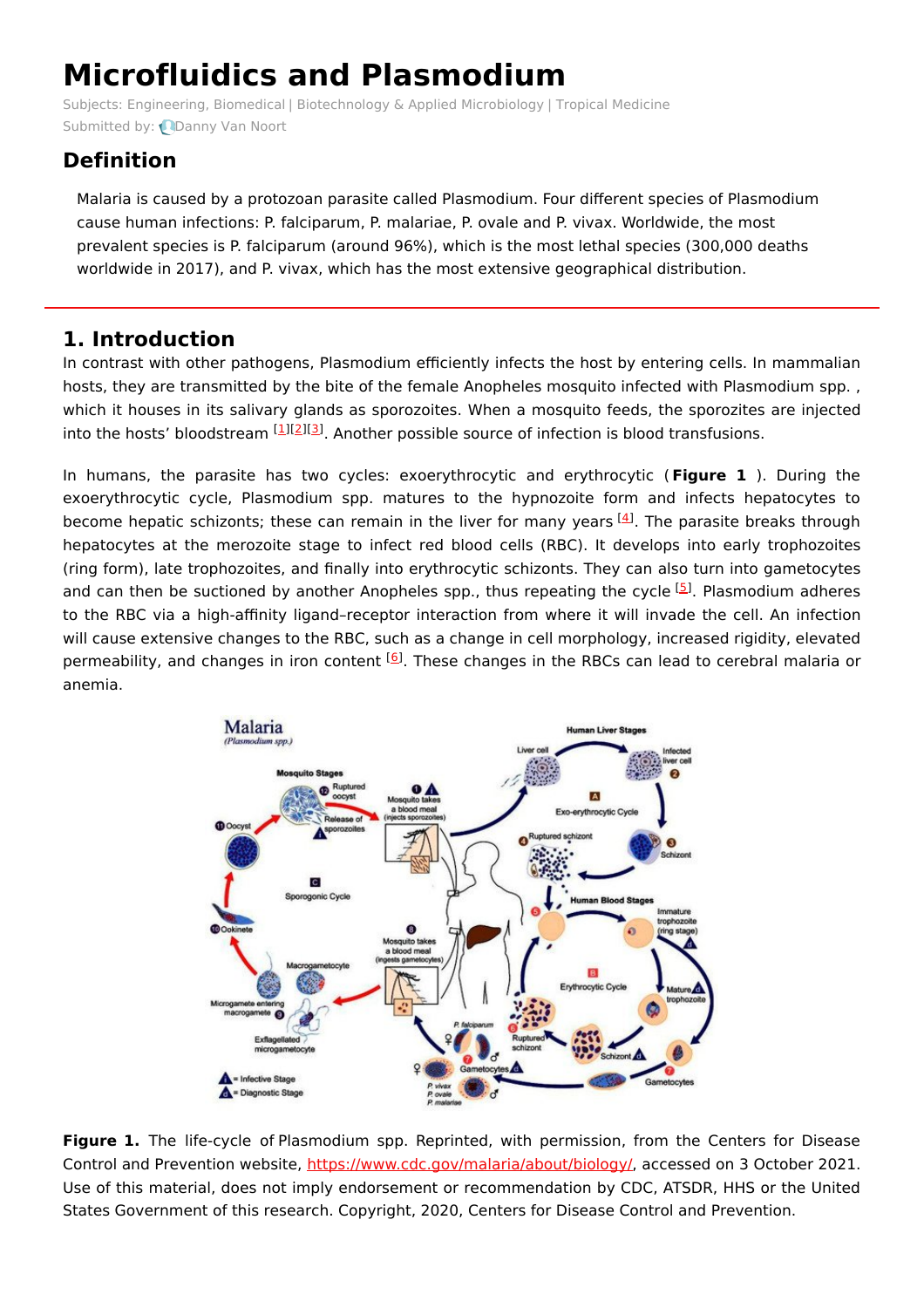# Microfluidics and Plasmodium

Subjects: Engineering, Biomedical | Biotechnology & Applied Microbiology | Tropical Medicine

Submitted by: Danny Van Noort

## Definition

Malaria is caused by a protozoan parasite called Plasmodium. Four different species of Plasmodium cause human infections: P. falciparum, P. malariae, P. ovale and P. vivax. Worldwide, the most prevalent species is P. falciparum (around 96%), which is the most lethal species (300,000 deaths worldwide in 2017), and P. vivax, which has the most extensive geographical distribution.

## 1. Introduction

In contrast with other pathogens, Plasmodium efficiently infects the host by entering cells. In mammalian hosts, they are transmitted by the bite of the female Anopheles mosquito infected with Plasmodium spp. , which it houses in its salivary glands as sporozoites. When a mosquito feeds, the sporozoites are injected into the hosts' bloodstream [1][2][3]. Another possible source of infection is blood transfusions.

In humans, the parasite has two cycles: exoerythrocytic and erythrocytic ( **Figure 1** ). During the exoerythrocytic cycle, Plasmodium spp. matures to the hypnozoite form and infects hepatocytes to become hepatic schizonts; these can remain in the liver for many years [4]. The parasite breaks through hepatocytes at the merozoite stage to infect red blood cells (RBC). It develops into early trophozoites (ring form), late trophozoites, and finally into erythrocytic schizonts. They can also turn into gametocytes and can then be suctioned by another Anopheles spp., thus repeating the cycle [5]. Plasmodium adheres to the RBC via a high-affinity ligand–receptor interaction from where it will invade the cell. An infection will cause extensive changes to the RBC, such as a change in cell morphology, increased rigidity, elevated permeability, and changes in iron content [6]. These changes in the RBCs can lead to cerebral malaria or anemia.

**Figure 1.** The life-cycle of Plasmodium spp. Reprinted, with permission, from the Centers for Disease Control and Prevention website, https://www.cdc.gov/malaria/about/biology/, accessed on 3 October 2021. Use of this material, does not imply endorsement or recommendation by CDC, ATSDR, HHS or the United States Government of this research. Copyright, 2020, Centers for Disease Control and Prevention.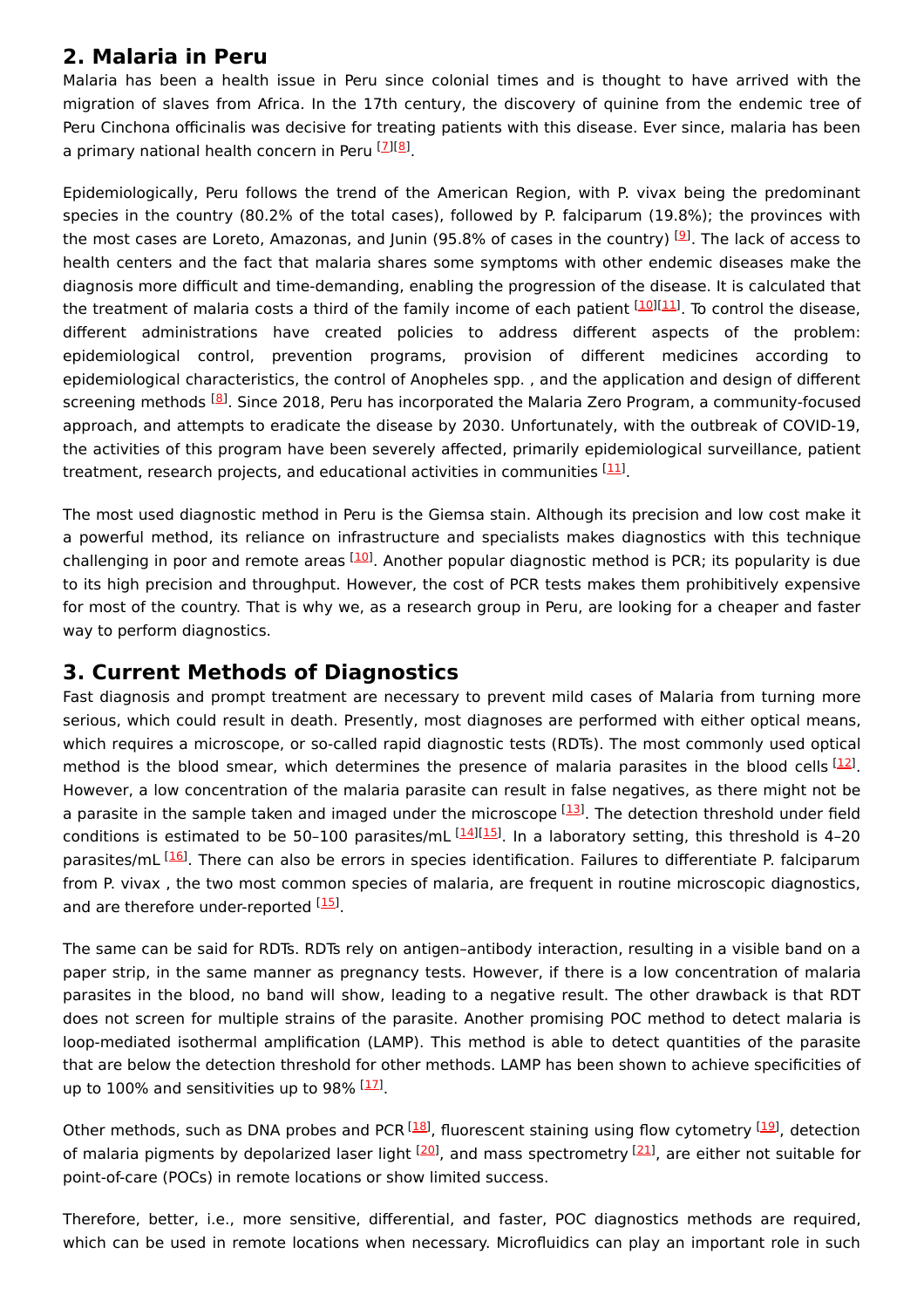## 2. Malaria in Peru

Malaria has been a health issue in Peru since colonial times and is thought to have arrived with the migration of slaves from Africa. In the 17th century, the discovery of quinine from the endemic tree of Peru Cinchona officinalis was decisive for treating patients with this disease. Ever since, malaria has been a primary national health concern in Peru [7][8].

Epidemiologically, Peru follows the trend of the American Region, with P. vivax being the predominant species in the country (80.2% of the total cases), followed by P. falciparum (19.8%); the provinces with the most cases are Loreto, Amazonas, and Junin (95.8% of cases in the country) [9]. The lack of access to health centers and the fact that malaria shares some symptoms with other endemic diseases make the diagnosis more difficult and time-demanding, enabling the progression of the disease. It is calculated that the treatment of malaria costs a third of the family income of each patient [10][11]. To control the disease, different administrations have created policies to address different aspects of the problem: epidemiological control, prevention programs, provision of different medicines according to epidemiological characteristics, the control of Anopheles spp. , and the application and design of different screening methods [8]. Since 2018, Peru has incorporated the Malaria Zero Program, a community-focused approach, and attempts to eradicate the disease by 2030. Unfortunately, with the outbreak of COVID-19, the activities of this program have been severely affected, primarily epidemiological surveillance, patient treatment, research projects, and educational activities in communities [11].

The most used diagnostic method in Peru is the Giemsa stain. Although its precision and low cost make it a powerful method, its reliance on infrastructure and specialists makes diagnostics with this technique challenging in poor and remote areas [10]. Another popular diagnostic method is PCR; its popularity is due to its high precision and throughput. However, the cost of PCR tests makes them prohibitively expensive for most of the country. That is why we, as a research group in Peru, are looking for a cheaper and faster way to perform diagnostics.

## 3. Current Methods of Diagnostics

Fast diagnosis and prompt treatment are necessary to prevent mild cases of Malaria from turning more serious, which could result in death. Presently, most diagnoses are performed with either optical means, which requires a microscope, or so-called rapid diagnostic tests (RDTs). The most commonly used optical method is the blood smear, which determines the presence of malaria parasites in the blood cells [12]. However, a low concentration of the malaria parasite can result in false negatives, as there might not be a parasite in the sample taken and imaged under the microscope [13]. The detection threshold under field conditions is estimated to be 50–100 parasites/mL [14][15]. In a laboratory setting, this threshold is 4–20 parasites/mL [16]. There can also be errors in species identification. Failures to differentiate P. falciparum from P. vivax , the two most common species of malaria, are frequent in routine microscopic diagnostics, and are therefore under-reported [15].

The same can be said for RDTs. RDTs rely on antigen–antibody interaction, resulting in a visible band on a paper strip, in the same manner as pregnancy tests. However, if there is a low concentration of malaria parasites in the blood, no band will show, leading to a negative result. The other drawback is that RDT does not screen for multiple strains of the parasite. Another promising POC method to detect malaria is loop-mediated isothermal amplification (LAMP). This method is able to detect quantities of the parasite that are below the detection threshold for other methods. LAMP has been shown to achieve specificities of up to 100% and sensitivities up to 98% [17].

Other methods, such as DNA probes and PCR [18], fluorescent staining using flow cytometry [19], detection of malaria pigments by depolarized laser light [20], and mass spectrometry [21], are either not suitable for point-of-care (POCs) in remote locations or show limited success.

Therefore, better, i.e., more sensitive, differential, and faster, POC diagnostics methods are required, which can be used in remote locations when necessary. Microfluidics can play an important role in such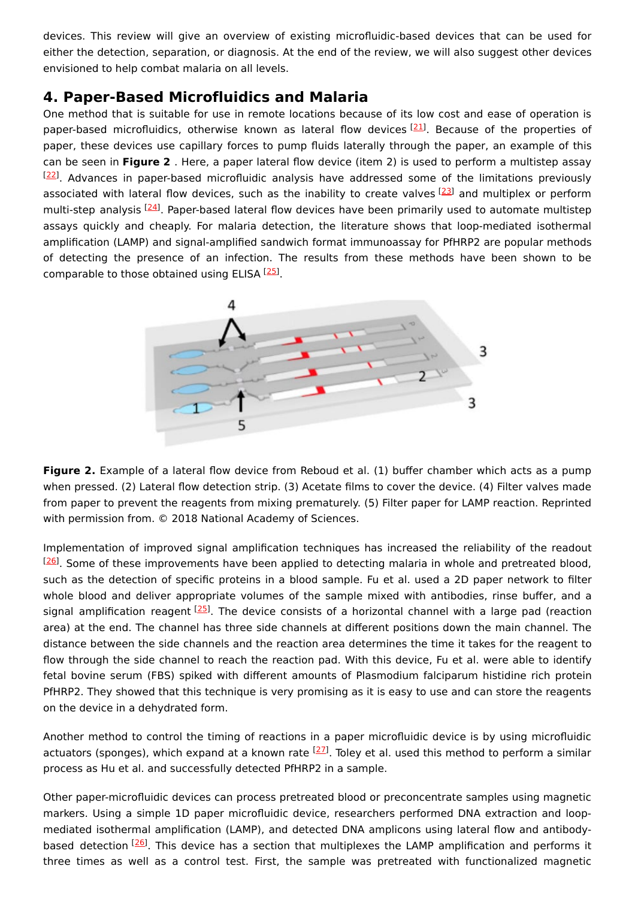devices. This review will give an overview of existing microfluidic-based devices that can be used for either the detection, separation, or diagnosis. At the end of the review, we will also suggest other devices envisioned to help combat malaria on all levels.

## 4. Paper-Based Microfluidics and Malaria

One method that is suitable for use in remote locations because of its low cost and ease of operation is paper-based microfluidics, otherwise known as lateral flow devices [21]. Because of the properties of paper, these devices use capillary forces to pump fluids laterally through the paper, an example of this can be seen in **Figure 2** . Here, a paper lateral flow device (item 2) is used to perform a multistep assay [22]. Advances in paper-based microfluidic analysis have addressed some of the limitations previously associated with lateral flow devices, such as the inability to create valves [23] and multiplex or perform multi-step analysis [24]. Paper-based lateral flow devices have been primarily used to automate multistep assays quickly and cheaply. For malaria detection, the literature shows that loop-mediated isothermal amplification (LAMP) and signal-amplified sandwich format immunoassay for PfHRP2 are popular methods of detecting the presence of an infection. The results from these methods have been shown to be comparable to those obtained using ELISA [25].

**Figure 2.** Example of a lateral flow device from Reboud et al. (1) buffer chamber which acts as a pump when pressed. (2) Lateral flow detection strip. (3) Acetate films to cover the device. (4) Filter valves made from paper to prevent the reagents from mixing prematurely. (5) Filter paper for LAMP reaction. Reprinted with permission from. © 2018 National Academy of Sciences.

Implementation of improved signal amplification techniques has increased the reliability of the readout [26]. Some of these improvements have been applied to detecting malaria in whole and pretreated blood, such as the detection of specific proteins in a blood sample. Fu et al. used a 2D paper network to filter whole blood and deliver appropriate volumes of the sample mixed with antibodies, rinse buffer, and a signal amplification reagent [25]. The device consists of a horizontal channel with a large pad (reaction area) at the end. The channel has three side channels at different positions down the main channel. The distance between the side channels and the reaction area determines the time it takes for the reagent to flow through the side channel to reach the reaction pad. With this device, Fu et al. were able to identify fetal bovine serum (FBS) spiked with different amounts of Plasmodium falciparum histidine rich protein PfHRP2. They showed that this technique is very promising as it is easy to use and can store the reagents on the device in a dehydrated form.

Another method to control the timing of reactions in a paper microfluidic device is by using microfluidic actuators (sponges), which expand at a known rate [27]. Toley et al. used this method to perform a similar process as Hu et al. and successfully detected PfHRP2 in a sample.

Other paper-microfluidic devices can process pretreated blood or preconcentrate samples using magnetic markers. Using a simple 1D paper microfluidic device, researchers performed DNA extraction and loop-mediated isothermal amplification (LAMP), and detected DNA amplicons using lateral flow and antibody-based detection [26]. This device has a section that multiplexes the LAMP amplification and performs it three times as well as a control test. First, the sample was pretreated with functionalized magnetic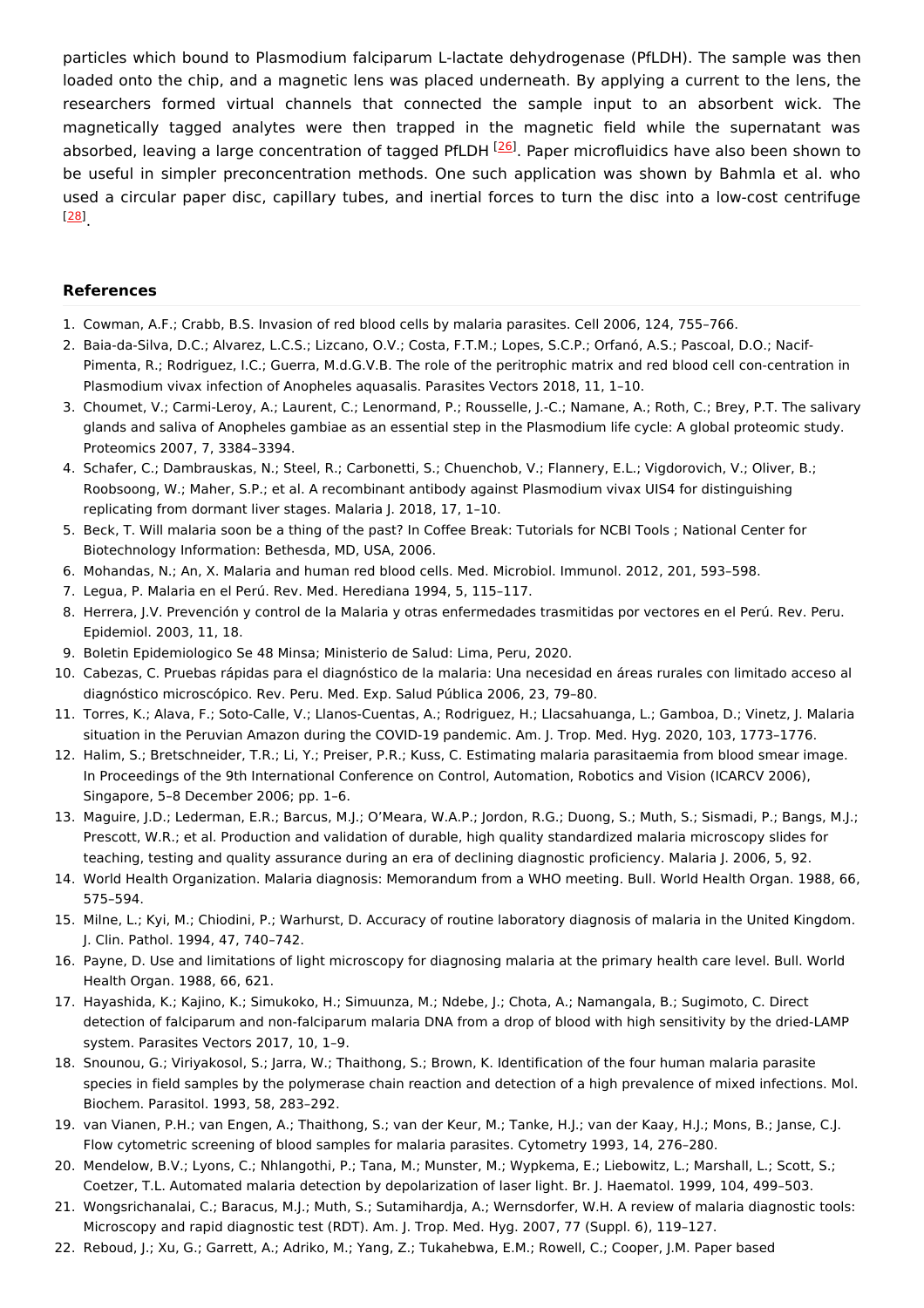particles which bound to Plasmodium falciparum L-lactate dehydrogenase (PfLDH). The sample was then loaded onto the chip, and a magnetic lens was placed underneath. By applying a current to the lens, the researchers formed virtual channels that connected the sample input to an absorbent wick. The magnetically tagged analytes were then trapped in the magnetic field while the supernatant was absorbed, leaving a large concentration of tagged PfLDH [26]. Paper microfluidics have also been shown to be useful in simpler preconcentration methods. One such application was shown by Bahmla et al. who used a circular paper disc, capillary tubes, and inertial forces to turn the disc into a low-cost centrifuge [28].

## References

1. Cowman, A.F.; Crabb, B.S. Invasion of red blood cells by malaria parasites. Cell 2006, 124, 755–766.
2. Baia-da-Silva, D.C.; Alvarez, L.C.S.; Lizcano, O.V.; Costa, F.T.M.; Lopes, S.C.P.; Orfanó, A.S.; Pascoal, D.O.; Nacif-Pimenta, R.; Rodriguez, I.C.; Guerra, M.d.G.V.B. The role of the peritrophic matrix and red blood cell con-centration in Plasmodium vivax infection of Anopheles aquasalis. Parasites Vectors 2018, 11, 1–10.
3. Choumet, V.; Carmi-Leroy, A.; Laurent, C.; Lenormand, P.; Rousselle, J.-C.; Namane, A.; Roth, C.; Brey, P.T. The salivary glands and saliva of Anopheles gambiae as an essential step in the Plasmodium life cycle: A global proteomic study. Proteomics 2007, 7, 3384–3394.
4. Schafer, C.; Dambrauskas, N.; Steel, R.; Carbonetti, S.; Chuenchob, V.; Flannery, E.L.; Vigdorovich, V.; Oliver, B.; Roobsoong, W.; Maher, S.P.; et al. A recombinant antibody against Plasmodium vivax UIS4 for distinguishing replicating from dormant liver stages. Malaria J. 2018, 17, 1–10.
5. Beck, T. Will malaria soon be a thing of the past? In Coffee Break: Tutorials for NCBI Tools ; National Center for Biotechnology Information: Bethesda, MD, USA, 2006.
6. Mohandas, N.; An, X. Malaria and human red blood cells. Med. Microbiol. Immunol. 2012, 201, 593–598.
7. Legua, P. Malaria en el Perú. Rev. Med. Herediana 1994, 5, 115–117.
8. Herrera, J.V. Prevención y control de la Malaria y otras enfermedades trasmitidas por vectores en el Perú. Rev. Peru. Epidemiol. 2003, 11, 18.
9. Boletin Epidemiologico Se 48 Minsa; Ministerio de Salud: Lima, Peru, 2020.
10. Cabezas, C. Pruebas rápidas para el diagnóstico de la malaria: Una necesidad en áreas rurales con limitado acceso al diagnóstico microscópico. Rev. Peru. Med. Exp. Salud Pública 2006, 23, 79–80.
11. Torres, K.; Alava, F.; Soto-Calle, V.; Llanos-Cuentas, A.; Rodriguez, H.; Llacsahuanga, L.; Gamboa, D.; Vinetz, J. Malaria situation in the Peruvian Amazon during the COVID-19 pandemic. Am. J. Trop. Med. Hyg. 2020, 103, 1773–1776.
12. Halim, S.; Bretschneider, T.R.; Li, Y.; Preiser, P.R.; Kuss, C. Estimating malaria parasitaemia from blood smear image. In Proceedings of the 9th International Conference on Control, Automation, Robotics and Vision (ICARCV 2006), Singapore, 5–8 December 2006; pp. 1–6.
13. Maguire, J.D.; Lederman, E.R.; Barcus, M.J.; O'Meara, W.A.P.; Jordon, R.G.; Duong, S.; Muth, S.; Sismadi, P.; Bangs, M.J.; Prescott, W.R.; et al. Production and validation of durable, high quality standardized malaria microscopy slides for teaching, testing and quality assurance during an era of declining diagnostic proficiency. Malaria J. 2006, 5, 92.
14. World Health Organization. Malaria diagnosis: Memorandum from a WHO meeting. Bull. World Health Organ. 1988, 66, 575–594.
15. Milne, L.; Kyi, M.; Chiodini, P.; Warhurst, D. Accuracy of routine laboratory diagnosis of malaria in the United Kingdom. J. Clin. Pathol. 1994, 47, 740–742.
16. Payne, D. Use and limitations of light microscopy for diagnosing malaria at the primary health care level. Bull. World Health Organ. 1988, 66, 621.
17. Hayashida, K.; Kajino, K.; Simukoko, H.; Simuunza, M.; Ndebe, J.; Chota, A.; Namangala, B.; Sugimoto, C. Direct detection of falciparum and non-falciparum malaria DNA from a drop of blood with high sensitivity by the dried-LAMP system. Parasites Vectors 2017, 10, 1–9.
18. Snounou, G.; Viriyakosol, S.; Jarra, W.; Thaithong, S.; Brown, K. Identification of the four human malaria parasite species in field samples by the polymerase chain reaction and detection of a high prevalence of mixed infections. Mol. Biochem. Parasitol. 1993, 58, 283–292.
19. van Vianen, P.H.; van Engen, A.; Thaithong, S.; van der Keur, M.; Tanke, H.J.; van der Kaay, H.J.; Mons, B.; Janse, C.J. Flow cytometric screening of blood samples for malaria parasites. Cytometry 1993, 14, 276–280.
20. Mendelow, B.V.; Lyons, C.; Nhlangothi, P.; Tana, M.; Munster, M.; Wypkema, E.; Liebowitz, L.; Marshall, L.; Scott, S.; Coetzer, T.L. Automated malaria detection by depolarization of laser light. Br. J. Haematol. 1999, 104, 499–503.
21. Wongsrichanalai, C.; Baracus, M.J.; Muth, S.; Sutamihardja, A.; Wernsdorfer, W.H. A review of malaria diagnostic tools: Microscopy and rapid diagnostic test (RDT). Am. J. Trop. Med. Hyg. 2007, 77 (Suppl. 6), 119–127.
22. Reboud, J.; Xu, G.; Garrett, A.; Adriko, M.; Yang, Z.; Tukahebwa, E.M.; Rowell, C.; Cooper, J.M. Paper based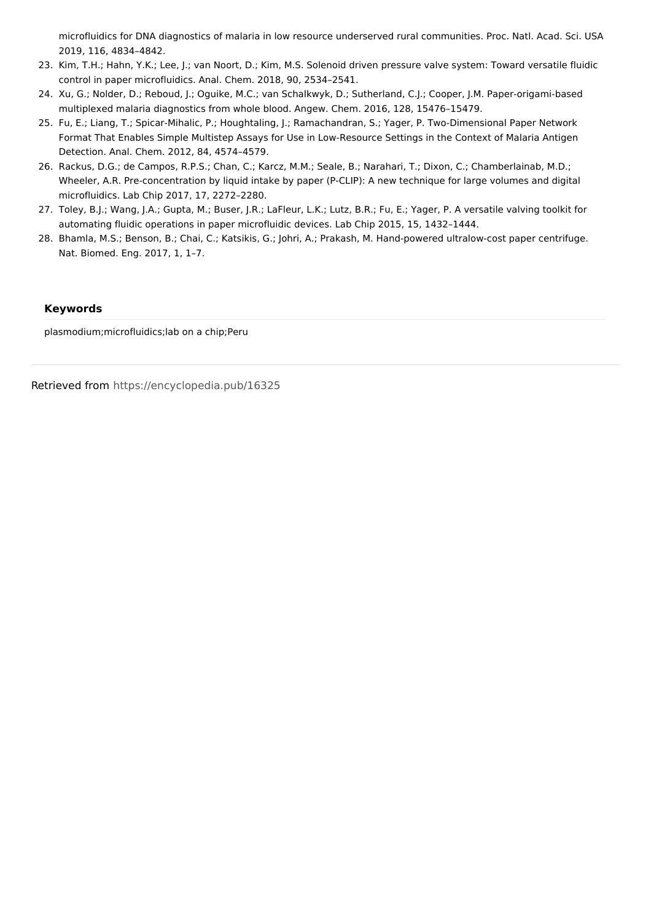microfluidics for DNA diagnostics of malaria in low resource underserved rural communities. Proc. Natl. Acad. Sci. USA 2019, 116, 4834–4842.

23. Kim, T.H.; Hahn, Y.K.; Lee, J.; van Noort, D.; Kim, M.S. Solenoid driven pressure valve system: Toward versatile fluidic control in paper microfluidics. Anal. Chem. 2018, 90, 2534–2541.
24. Xu, G.; Nolder, D.; Reboud, J.; Oguike, M.C.; van Schalkwyk, D.; Sutherland, C.J.; Cooper, J.M. Paper-origami-based multiplexed malaria diagnostics from whole blood. Angew. Chem. 2016, 128, 15476–15479.
25. Fu, E.; Liang, T.; Spicar-Mihalic, P.; Houghtaling, J.; Ramachandran, S.; Yager, P. Two-Dimensional Paper Network Format That Enables Simple Multistep Assays for Use in Low-Resource Settings in the Context of Malaria Antigen Detection. Anal. Chem. 2012, 84, 4574–4579.
26. Rackus, D.G.; de Campos, R.P.S.; Chan, C.; Karcz, M.M.; Seale, B.; Narahari, T.; Dixon, C.; Chamberlainab, M.D.; Wheeler, A.R. Pre-concentration by liquid intake by paper (P-CLIP): A new technique for large volumes and digital microfluidics. Lab Chip 2017, 17, 2272–2280.
27. Toley, B.J.; Wang, J.A.; Gupta, M.; Buser, J.R.; LaFleur, L.K.; Lutz, B.R.; Fu, E.; Yager, P. A versatile valving toolkit for automating fluidic operations in paper microfluidic devices. Lab Chip 2015, 15, 1432–1444.
28. Bhamla, M.S.; Benson, B.; Chai, C.; Katsikis, G.; Johri, A.; Prakash, M. Hand-powered ultralow-cost paper centrifuge. Nat. Biomed. Eng. 2017, 1, 1–7.

### Keywords

plasmodium;microfluidics;lab on a chip;Peru

Retrieved from https://encyclopedia.pub/16325